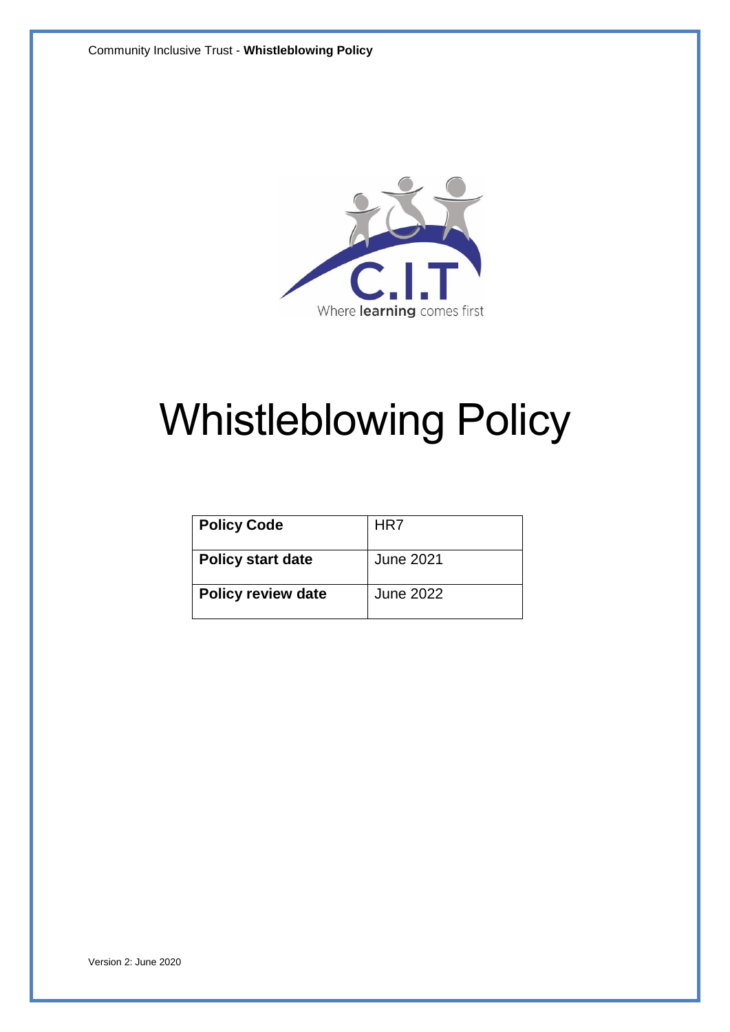# Whistleblowing Policy

| Policy Code | HR7 |
|---|---|
| Policy start date | June 2021 |
| Policy review date | June 2022 |

Version 2: June 2020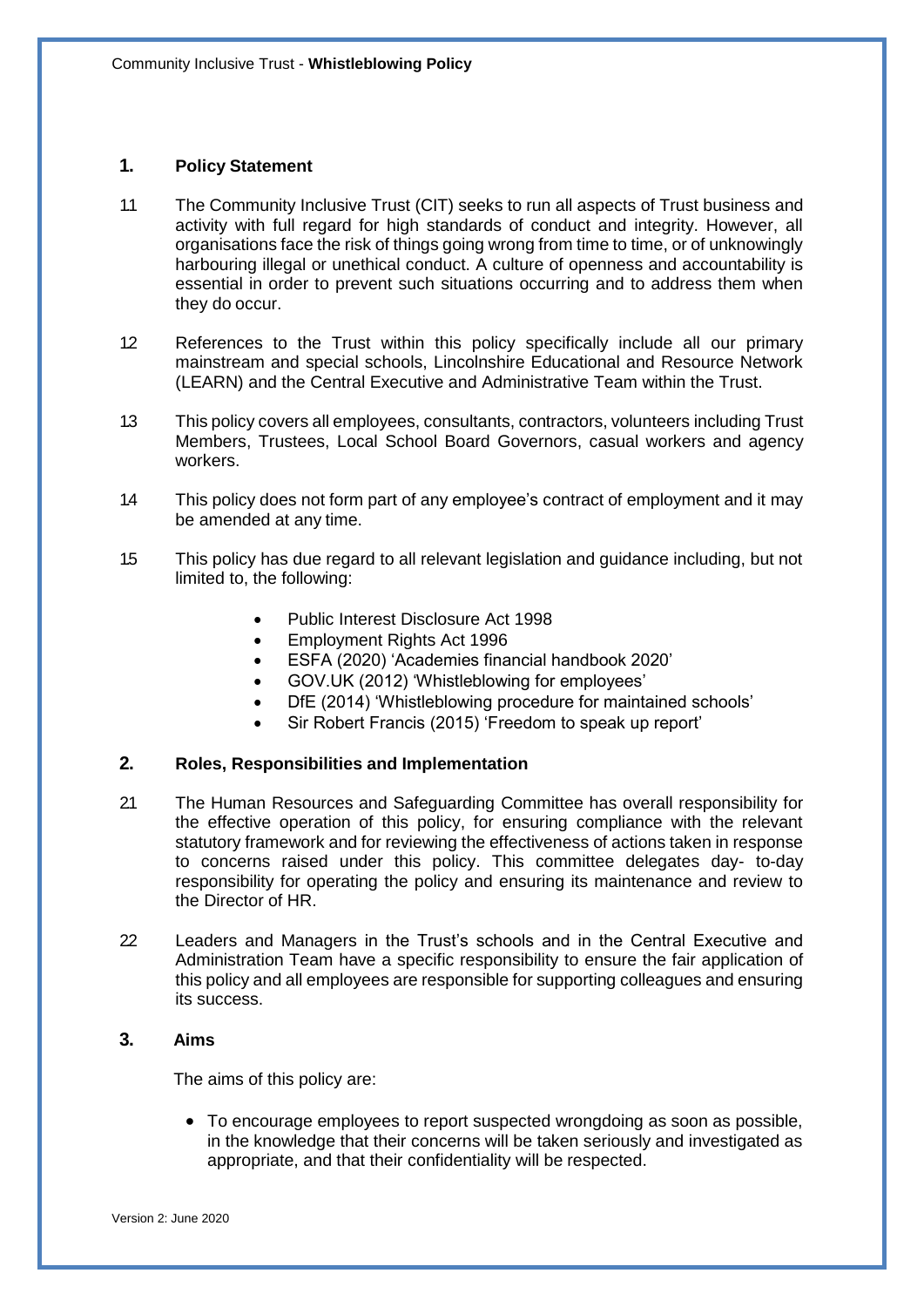## 1. Policy Statement

1.1 The Community Inclusive Trust (CIT) seeks to run all aspects of Trust business and activity with full regard for high standards of conduct and integrity. However, all organisations face the risk of things going wrong from time to time, or of unknowingly harbouring illegal or unethical conduct. A culture of openness and accountability is essential in order to prevent such situations occurring and to address them when they do occur.

1.2 References to the Trust within this policy specifically include all our primary mainstream and special schools, Lincolnshire Educational and Resource Network (LEARN) and the Central Executive and Administrative Team within the Trust.

1.3 This policy covers all employees, consultants, contractors, volunteers including Trust Members, Trustees, Local School Board Governors, casual workers and agency workers.

1.4 This policy does not form part of any employee's contract of employment and it may be amended at any time.

1.5 This policy has due regard to all relevant legislation and guidance including, but not limited to, the following:

- Public Interest Disclosure Act 1998
- Employment Rights Act 1996
- ESFA (2020) 'Academies financial handbook 2020'
- GOV.UK (2012) 'Whistleblowing for employees'
- DfE (2014) 'Whistleblowing procedure for maintained schools'
- Sir Robert Francis (2015) 'Freedom to speak up report'

## 2. Roles, Responsibilities and Implementation

2.1 The Human Resources and Safeguarding Committee has overall responsibility for the effective operation of this policy, for ensuring compliance with the relevant statutory framework and for reviewing the effectiveness of actions taken in response to concerns raised under this policy. This committee delegates day- to-day responsibility for operating the policy and ensuring its maintenance and review to the Director of HR.

2.2 Leaders and Managers in the Trust's schools and in the Central Executive and Administration Team have a specific responsibility to ensure the fair application of this policy and all employees are responsible for supporting colleagues and ensuring its success.

## 3. Aims

The aims of this policy are:

- To encourage employees to report suspected wrongdoing as soon as possible, in the knowledge that their concerns will be taken seriously and investigated as appropriate, and that their confidentiality will be respected.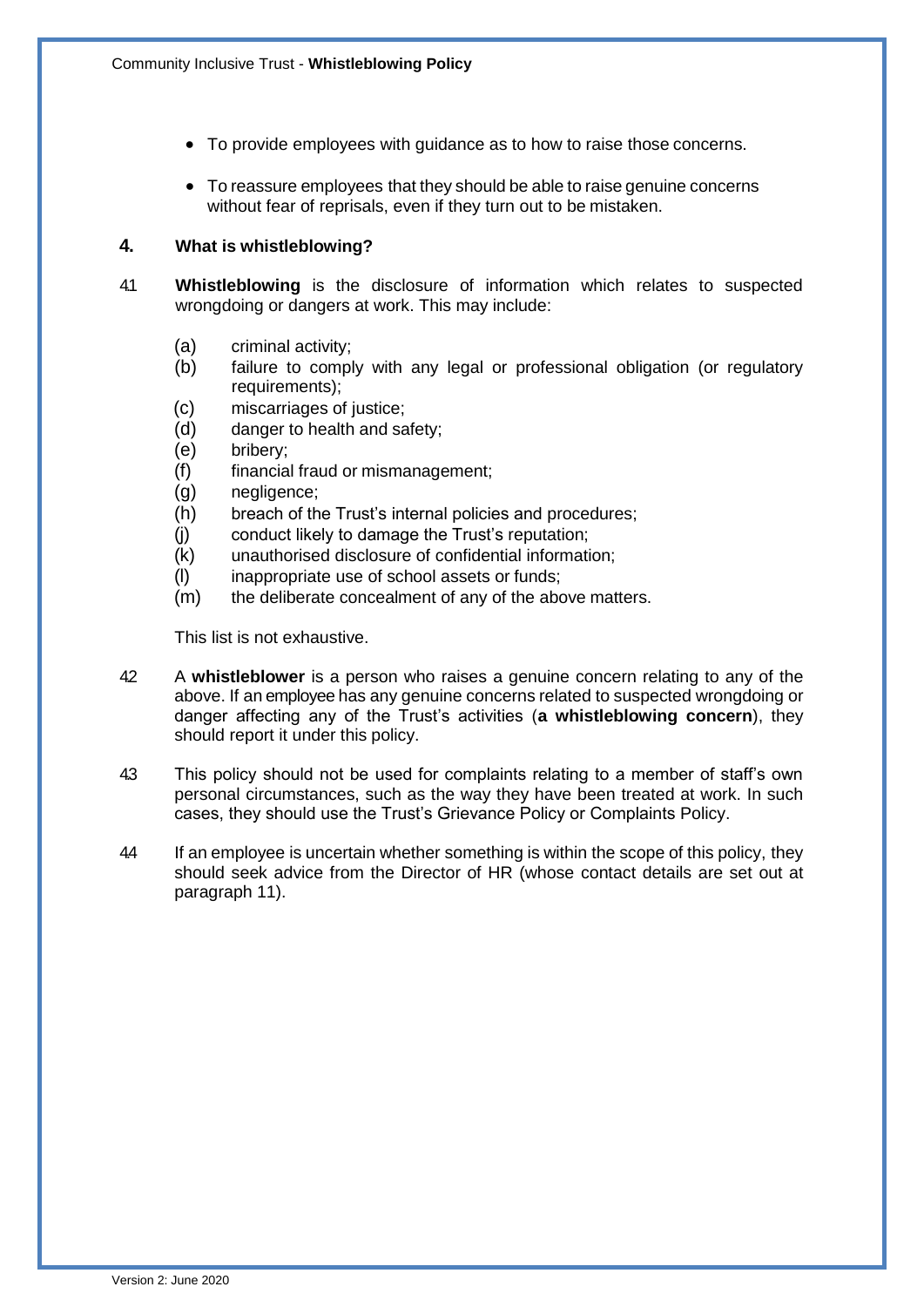- To provide employees with guidance as to how to raise those concerns.
- To reassure employees that they should be able to raise genuine concerns without fear of reprisals, even if they turn out to be mistaken.

## 4. What is whistleblowing?

4.1 **Whistleblowing** is the disclosure of information which relates to suspected wrongdoing or dangers at work. This may include:

(a) criminal activity;
(b) failure to comply with any legal or professional obligation (or regulatory requirements);
(c) miscarriages of justice;
(d) danger to health and safety;
(e) bribery;
(f) financial fraud or mismanagement;
(g) negligence;
(h) breach of the Trust's internal policies and procedures;
(j) conduct likely to damage the Trust's reputation;
(k) unauthorised disclosure of confidential information;
(l) inappropriate use of school assets or funds;
(m) the deliberate concealment of any of the above matters.

This list is not exhaustive.

4.2 A **whistleblower** is a person who raises a genuine concern relating to any of the above. If an employee has any genuine concerns related to suspected wrongdoing or danger affecting any of the Trust's activities (**a whistleblowing concern**), they should report it under this policy.

4.3 This policy should not be used for complaints relating to a member of staff's own personal circumstances, such as the way they have been treated at work. In such cases, they should use the Trust's Grievance Policy or Complaints Policy.

4.4 If an employee is uncertain whether something is within the scope of this policy, they should seek advice from the Director of HR (whose contact details are set out at paragraph 11).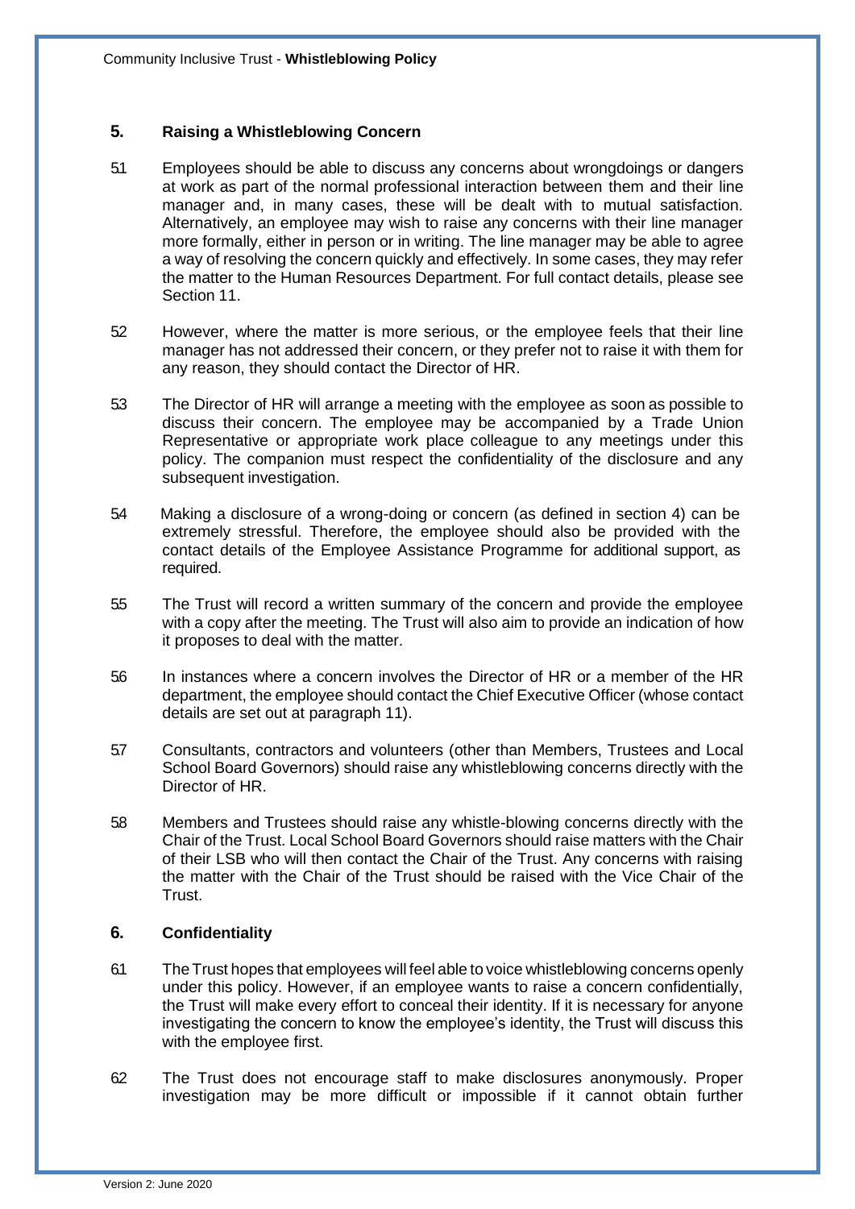## 5. Raising a Whistleblowing Concern

5.1 Employees should be able to discuss any concerns about wrongdoings or dangers at work as part of the normal professional interaction between them and their line manager and, in many cases, these will be dealt with to mutual satisfaction. Alternatively, an employee may wish to raise any concerns with their line manager more formally, either in person or in writing. The line manager may be able to agree a way of resolving the concern quickly and effectively. In some cases, they may refer the matter to the Human Resources Department. For full contact details, please see Section 11.

5.2 However, where the matter is more serious, or the employee feels that their line manager has not addressed their concern, or they prefer not to raise it with them for any reason, they should contact the Director of HR.

5.3 The Director of HR will arrange a meeting with the employee as soon as possible to discuss their concern. The employee may be accompanied by a Trade Union Representative or appropriate work place colleague to any meetings under this policy. The companion must respect the confidentiality of the disclosure and any subsequent investigation.

5.4 Making a disclosure of a wrong-doing or concern (as defined in section 4) can be extremely stressful. Therefore, the employee should also be provided with the contact details of the Employee Assistance Programme for additional support, as required.

5.5 The Trust will record a written summary of the concern and provide the employee with a copy after the meeting. The Trust will also aim to provide an indication of how it proposes to deal with the matter.

5.6 In instances where a concern involves the Director of HR or a member of the HR department, the employee should contact the Chief Executive Officer (whose contact details are set out at paragraph 11).

5.7 Consultants, contractors and volunteers (other than Members, Trustees and Local School Board Governors) should raise any whistleblowing concerns directly with the Director of HR.

5.8 Members and Trustees should raise any whistle-blowing concerns directly with the Chair of the Trust. Local School Board Governors should raise matters with the Chair of their LSB who will then contact the Chair of the Trust. Any concerns with raising the matter with the Chair of the Trust should be raised with the Vice Chair of the Trust.

## 6. Confidentiality

6.1 The Trust hopes that employees will feel able to voice whistleblowing concerns openly under this policy. However, if an employee wants to raise a concern confidentially, the Trust will make every effort to conceal their identity. If it is necessary for anyone investigating the concern to know the employee's identity, the Trust will discuss this with the employee first.

6.2 The Trust does not encourage staff to make disclosures anonymously. Proper investigation may be more difficult or impossible if it cannot obtain further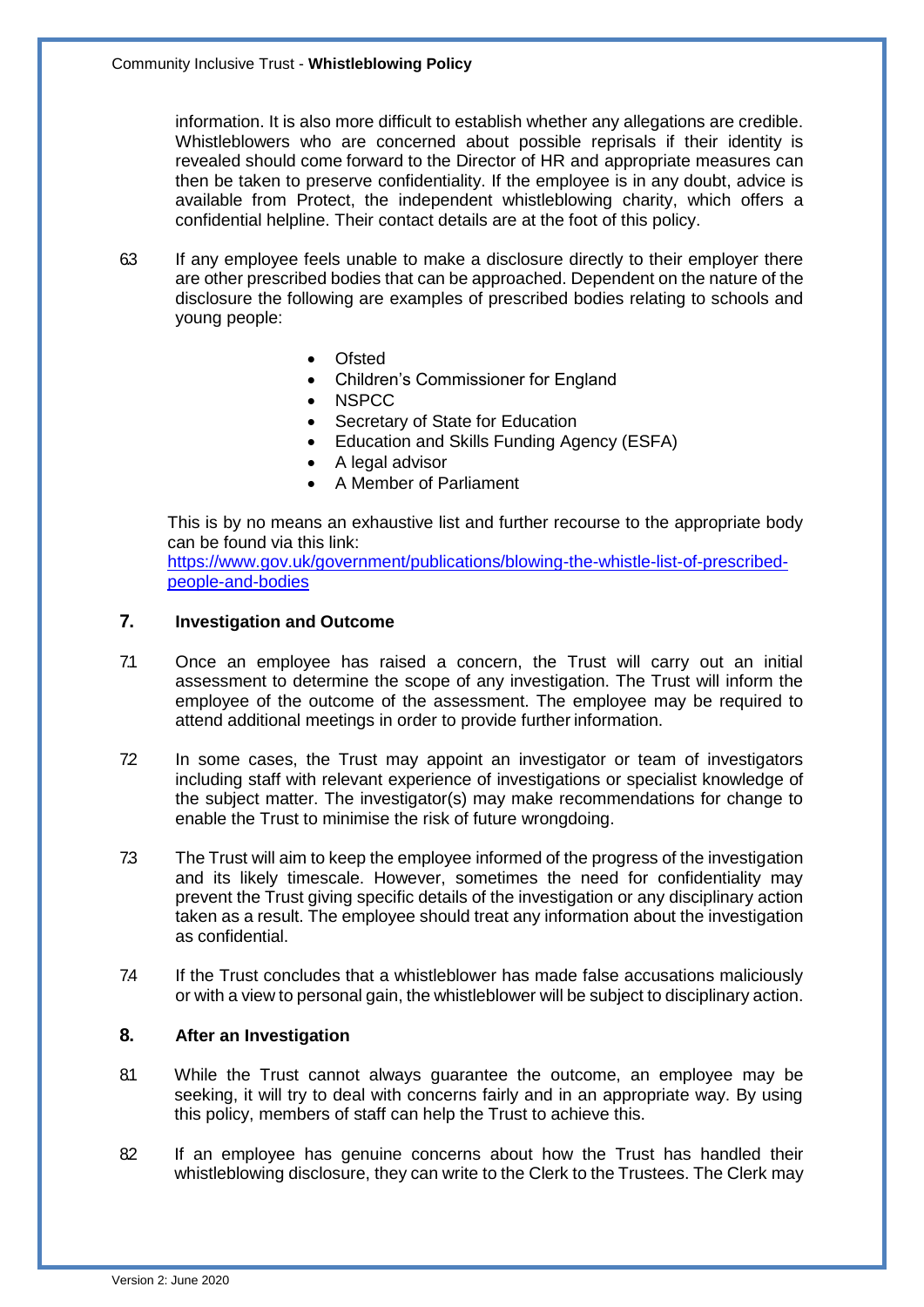information. It is also more difficult to establish whether any allegations are credible. Whistleblowers who are concerned about possible reprisals if their identity is revealed should come forward to the Director of HR and appropriate measures can then be taken to preserve confidentiality. If the employee is in any doubt, advice is available from Protect, the independent whistleblowing charity, which offers a confidential helpline. Their contact details are at the foot of this policy.

6.3 If any employee feels unable to make a disclosure directly to their employer there are other prescribed bodies that can be approached. Dependent on the nature of the disclosure the following are examples of prescribed bodies relating to schools and young people:

- Ofsted
- Children's Commissioner for England
- NSPCC
- Secretary of State for Education
- Education and Skills Funding Agency (ESFA)
- A legal advisor
- A Member of Parliament

This is by no means an exhaustive list and further recourse to the appropriate body can be found via this link: https://www.gov.uk/government/publications/blowing-the-whistle-list-of-prescribed-people-and-bodies

## 7. Investigation and Outcome

7.1 Once an employee has raised a concern, the Trust will carry out an initial assessment to determine the scope of any investigation. The Trust will inform the employee of the outcome of the assessment. The employee may be required to attend additional meetings in order to provide further information.

7.2 In some cases, the Trust may appoint an investigator or team of investigators including staff with relevant experience of investigations or specialist knowledge of the subject matter. The investigator(s) may make recommendations for change to enable the Trust to minimise the risk of future wrongdoing.

7.3 The Trust will aim to keep the employee informed of the progress of the investigation and its likely timescale. However, sometimes the need for confidentiality may prevent the Trust giving specific details of the investigation or any disciplinary action taken as a result. The employee should treat any information about the investigation as confidential.

7.4 If the Trust concludes that a whistleblower has made false accusations maliciously or with a view to personal gain, the whistleblower will be subject to disciplinary action.

## 8. After an Investigation

8.1 While the Trust cannot always guarantee the outcome, an employee may be seeking, it will try to deal with concerns fairly and in an appropriate way. By using this policy, members of staff can help the Trust to achieve this.

8.2 If an employee has genuine concerns about how the Trust has handled their whistleblowing disclosure, they can write to the Clerk to the Trustees. The Clerk may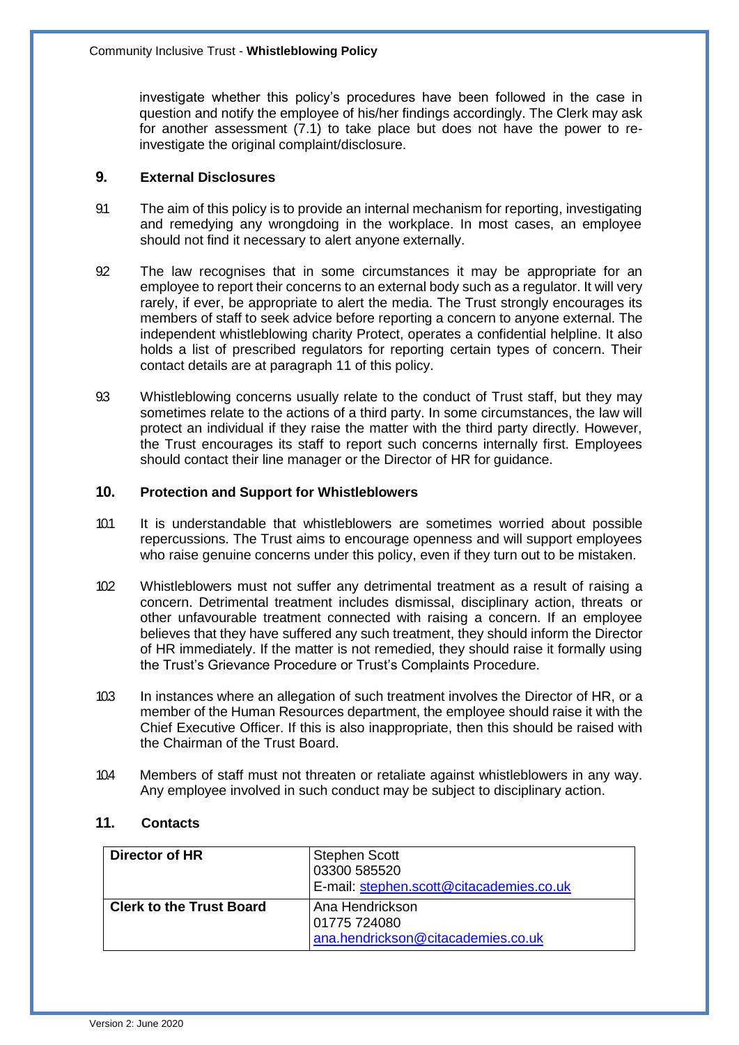investigate whether this policy's procedures have been followed in the case in question and notify the employee of his/her findings accordingly. The Clerk may ask for another assessment (7.1) to take place but does not have the power to re-investigate the original complaint/disclosure.

## 9. External Disclosures

9.1 The aim of this policy is to provide an internal mechanism for reporting, investigating and remedying any wrongdoing in the workplace. In most cases, an employee should not find it necessary to alert anyone externally.

9.2 The law recognises that in some circumstances it may be appropriate for an employee to report their concerns to an external body such as a regulator. It will very rarely, if ever, be appropriate to alert the media. The Trust strongly encourages its members of staff to seek advice before reporting a concern to anyone external. The independent whistleblowing charity Protect, operates a confidential helpline. It also holds a list of prescribed regulators for reporting certain types of concern. Their contact details are at paragraph 11 of this policy.

9.3 Whistleblowing concerns usually relate to the conduct of Trust staff, but they may sometimes relate to the actions of a third party. In some circumstances, the law will protect an individual if they raise the matter with the third party directly. However, the Trust encourages its staff to report such concerns internally first. Employees should contact their line manager or the Director of HR for guidance.

## 10. Protection and Support for Whistleblowers

10.1 It is understandable that whistleblowers are sometimes worried about possible repercussions. The Trust aims to encourage openness and will support employees who raise genuine concerns under this policy, even if they turn out to be mistaken.

10.2 Whistleblowers must not suffer any detrimental treatment as a result of raising a concern. Detrimental treatment includes dismissal, disciplinary action, threats or other unfavourable treatment connected with raising a concern. If an employee believes that they have suffered any such treatment, they should inform the Director of HR immediately. If the matter is not remedied, they should raise it formally using the Trust's Grievance Procedure or Trust's Complaints Procedure.

10.3 In instances where an allegation of such treatment involves the Director of HR, or a member of the Human Resources department, the employee should raise it with the Chief Executive Officer. If this is also inappropriate, then this should be raised with the Chairman of the Trust Board.

10.4 Members of staff must not threaten or retaliate against whistleblowers in any way. Any employee involved in such conduct may be subject to disciplinary action.

## 11. Contacts

| | |
|---|---|
| **Director of HR** | Stephen Scott<br>03300 585520<br>E-mail: stephen.scott@citacademies.co.uk |
| **Clerk to the Trust Board** | Ana Hendrickson<br>01775 724080<br>ana.hendrickson@citacademies.co.uk |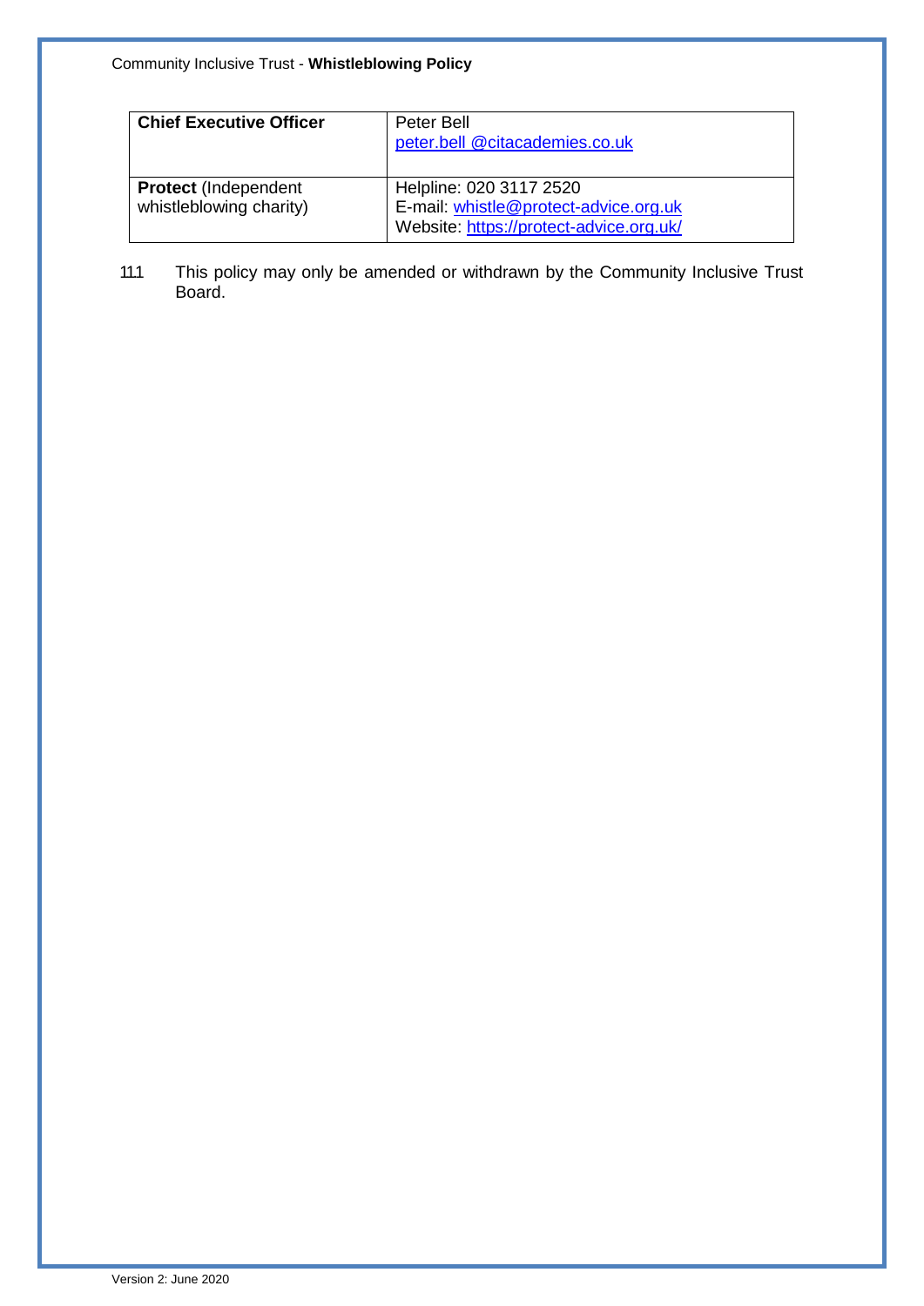| **Chief Executive Officer** | Peter Bell<br>peter.bell @citacademies.co.uk |
|---|---|
| **Protect** (Independent whistleblowing charity) | Helpline: 020 3117 2520<br>E-mail: whistle@protect-advice.org.uk<br>Website: https://protect-advice.org.uk/ |

11.1 This policy may only be amended or withdrawn by the Community Inclusive Trust Board.